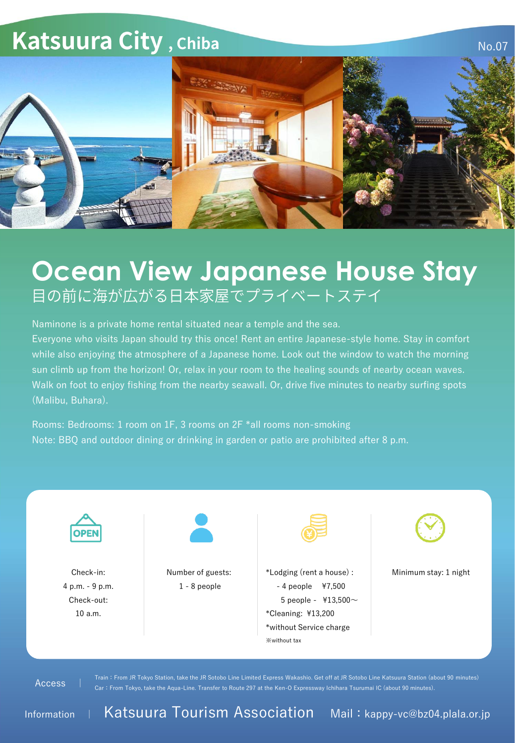# Katsuura City , Chiba

No.07

## Ocean View Japanese House Stay

目の前に海が広がる日本家屋でプライベートステイ

Naminone is a private home rental situated near a temple and the sea.
Everyone who visits Japan should try this once! Rent an entire Japanese-style home. Stay in comfort while also enjoying the atmosphere of a Japanese home. Look out the window to watch the morning sun climb up from the horizon! Or, relax in your room to the healing sounds of nearby ocean waves. Walk on foot to enjoy fishing from the nearby seawall. Or, drive five minutes to nearby surfing spots (Malibu, Buhara).

Rooms: Bedrooms: 1 room on 1F, 3 rooms on 2F *all rooms non-smoking
Note: BBQ and outdoor dining or drinking in garden or patio are prohibited after 8 p.m.

Check-in:
4 p.m. - 9 p.m.
Check-out:
10 a.m.

Number of guests:
1 - 8 people

*Lodging (rent a house) :
- 4 people ¥7,500
5 people - ¥13,500～
*Cleaning: ¥13,200
*without Service charge
※without tax

Minimum stay: 1 night

Access | Train : From JR Tokyo Station, take the JR Sotobo Line Limited Express Wakashio. Get off at JR Sotobo Line Katsuura Station (about 90 minutes)
Car : From Tokyo, take the Aqua-Line. Transfer to Route 297 at the Ken-O Expressway Ichihara Tsurumai IC (about 90 minutes).

Information | Katsuura Tourism Association Mail：kappy-vc@bz04.plala.or.jp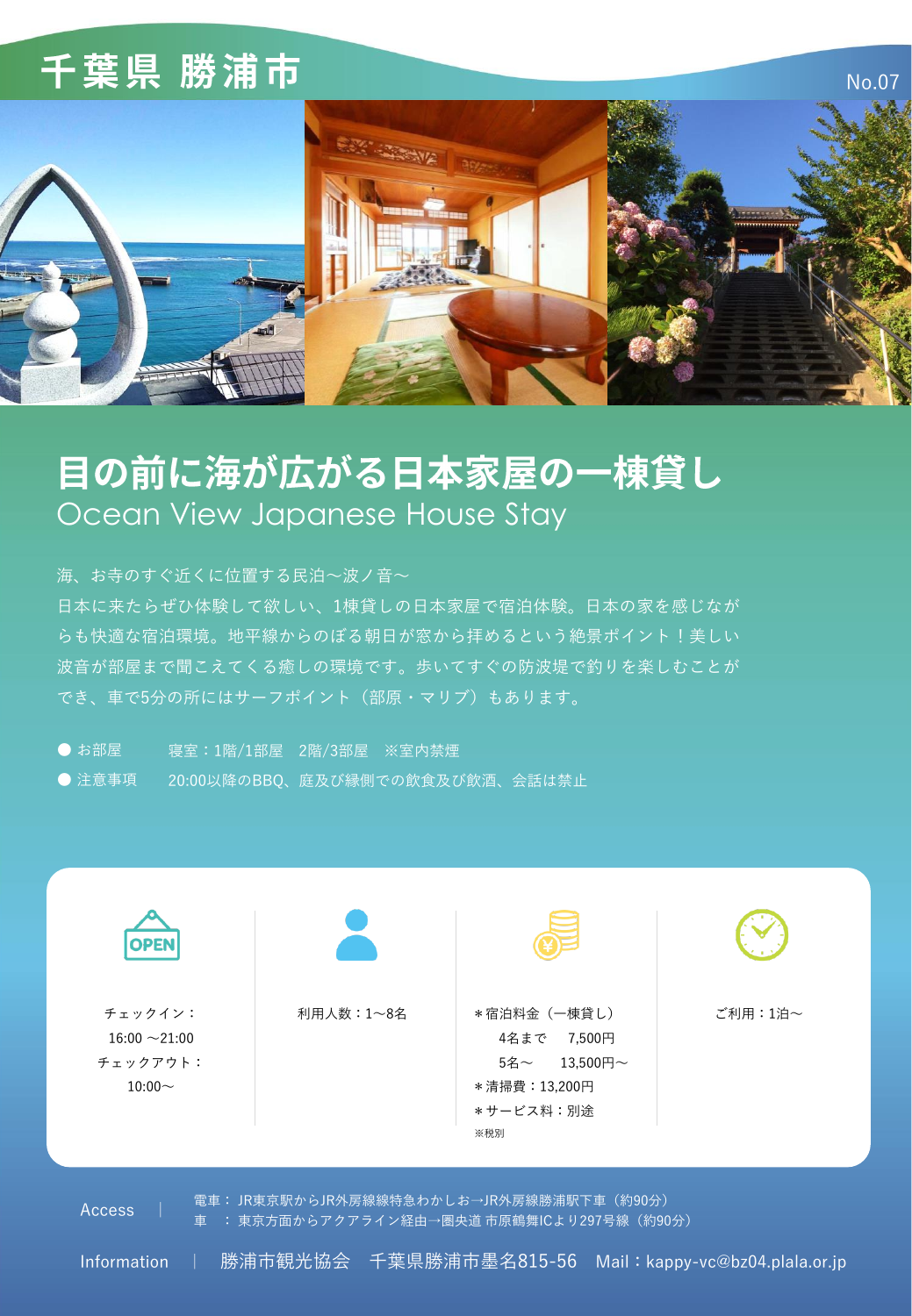# 千葉県 勝浦市

No.07

## 目の前に海が広がる日本家屋の一棟貸し

Ocean View Japanese House Stay

海、お寺のすぐ近くに位置する民泊～波ノ音～
日本に来たらぜひ体験して欲しい、1棟貸しの日本家屋で宿泊体験。日本の家を感じながらも快適な宿泊環境。地平線からのぼる朝日が窓から拝めるという絶景ポイント！美しい波音が部屋まで聞こえてくる癒しの環境です。歩いてすぐの防波堤で釣りを楽しむことができ、車で5分の所にはサーフポイント（部原・マリブ）もあります。

- お部屋　寝室：1階/1部屋　2階/3部屋　※室内禁煙
- 注意事項　20:00以降のBBQ、庭及び縁側での飲食及び飲酒、会話は禁止

| | | | |
|---|---|---|---|
| チェックイン：16:00 ～21:00<br>チェックアウト：10:00～ | 利用人数：1～8名 | ＊宿泊料金（一棟貸し）<br>4名まで　7,500円<br>5名～　13,500円～<br>＊清掃費：13,200円<br>＊サービス料：別途<br>※税別 | ご利用：1泊～ |

Access | 電車： JR東京駅からJR外房線線特急わかしお→JR外房線勝浦駅下車（約90分）
車　： 東京方面からアクアライン経由→圏央道 市原鶴舞ICより297号線（約90分）

Information | 勝浦市観光協会　千葉県勝浦市墨名815-56　Mail：kappy-vc@bz04.plala.or.jp